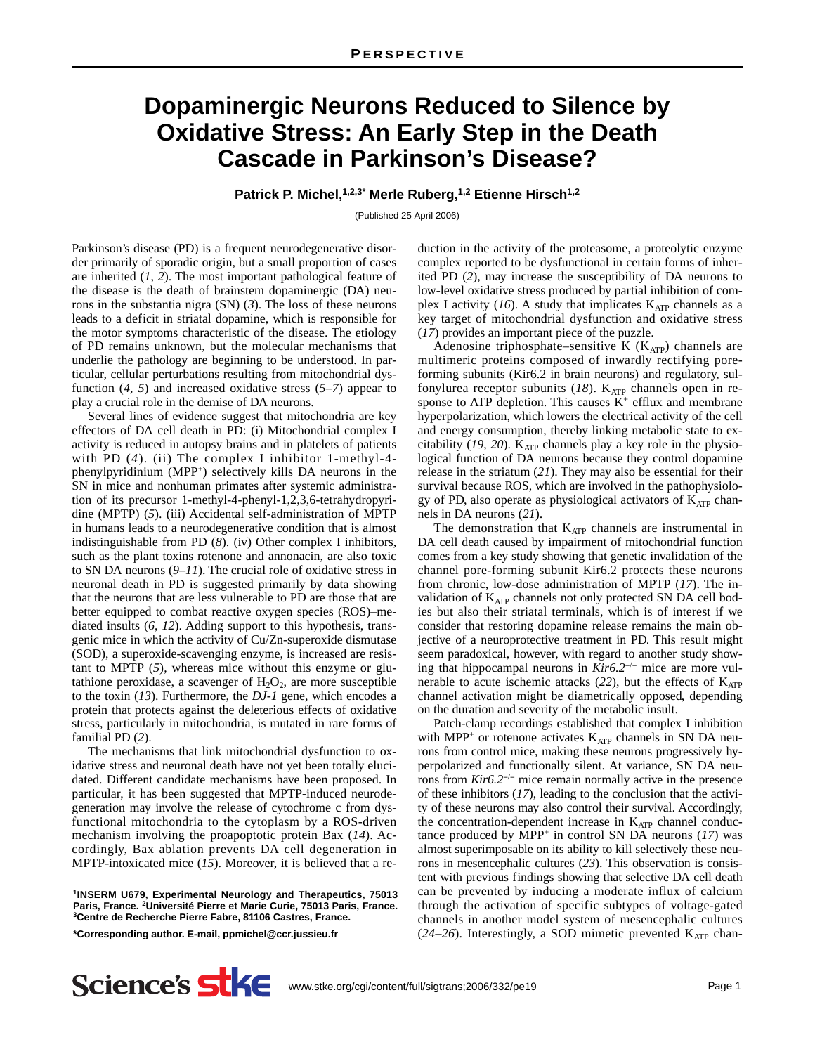# Dopaminergic Neurons Reduced to Silence by Oxidative Stress: An Early Step in the Death Cascade in Parkinson's Disease?

**Patrick P. Michel,[1,2,3*] Merle Ruberg,[1,2] Etienne Hirsch[1,2]**

(Published 25 April 2006)

Parkinson's disease (PD) is a frequent neurodegenerative disorder primarily of sporadic origin, but a small proportion of cases are inherited (*1*, *2*). The most important pathological feature of the disease is the death of brainstem dopaminergic (DA) neurons in the substantia nigra (SN) (*3*). The loss of these neurons leads to a deficit in striatal dopamine, which is responsible for the motor symptoms characteristic of the disease. The etiology of PD remains unknown, but the molecular mechanisms that underlie the pathology are beginning to be understood. In particular, cellular perturbations resulting from mitochondrial dysfunction (*4*, *5*) and increased oxidative stress (*5*–*7*) appear to play a crucial role in the demise of DA neurons.

Several lines of evidence suggest that mitochondria are key effectors of DA cell death in PD: (i) Mitochondrial complex I activity is reduced in autopsy brains and in platelets of patients with PD (*4*). (ii) The complex I inhibitor 1-methyl-4-phenylpyridinium ($MPP^+$) selectively kills DA neurons in the SN in mice and nonhuman primates after systemic administration of its precursor 1-methyl-4-phenyl-1,2,3,6-tetrahydropyridine (MPTP) (*5*). (iii) Accidental self-administration of MPTP in humans leads to a neurodegenerative condition that is almost indistinguishable from PD (*8*). (iv) Other complex I inhibitors, such as the plant toxins rotenone and annonacin, are also toxic to SN DA neurons (*9*–*11*). The crucial role of oxidative stress in neuronal death in PD is suggested primarily by data showing that the neurons that are less vulnerable to PD are those that are better equipped to combat reactive oxygen species (ROS)–mediated insults (*6*, *12*). Adding support to this hypothesis, transgenic mice in which the activity of Cu/Zn-superoxide dismutase (SOD), a superoxide-scavenging enzyme, is increased are resistant to MPTP (*5*), whereas mice without this enzyme or glutathione peroxidase, a scavenger of $H_2O_2$, are more susceptible to the toxin (*13*). Furthermore, the *DJ-1* gene, which encodes a protein that protects against the deleterious effects of oxidative stress, particularly in mitochondria, is mutated in rare forms of familial PD (*2*).

The mechanisms that link mitochondrial dysfunction to oxidative stress and neuronal death have not yet been totally elucidated. Different candidate mechanisms have been proposed. In particular, it has been suggested that MPTP-induced neurodegeneration may involve the release of cytochrome c from dysfunctional mitochondria to the cytoplasm by a ROS-driven mechanism involving the proapoptotic protein Bax (*14*). Accordingly, Bax ablation prevents DA cell degeneration in MPTP-intoxicated mice (*15*). Moreover, it is believed that a reduction in the activity of the proteasome, a proteolytic enzyme complex reported to be dysfunctional in certain forms of inherited PD (*2*), may increase the susceptibility of DA neurons to low-level oxidative stress produced by partial inhibition of complex I activity (*16*). A study that implicates $K_{ATP}$ channels as a key target of mitochondrial dysfunction and oxidative stress (*17*) provides an important piece of the puzzle.

Adenosine triphosphate–sensitive K ($K_{ATP}$) channels are multimeric proteins composed of inwardly rectifying pore-forming subunits (Kir6.2 in brain neurons) and regulatory, sulfonylurea receptor subunits (*18*). $K_{ATP}$ channels open in response to ATP depletion. This causes $K^+$ efflux and membrane hyperpolarization, which lowers the electrical activity of the cell and energy consumption, thereby linking metabolic state to excitability (*19*, *20*). $K_{ATP}$ channels play a key role in the physiological function of DA neurons because they control dopamine release in the striatum (*21*). They may also be essential for their survival because ROS, which are involved in the pathophysiology of PD, also operate as physiological activators of $K_{ATP}$ channels in DA neurons (*21*).

The demonstration that $K_{ATP}$ channels are instrumental in DA cell death caused by impairment of mitochondrial function comes from a key study showing that genetic invalidation of the channel pore-forming subunit Kir6.2 protects these neurons from chronic, low-dose administration of MPTP (*17*). The invalidation of $K_{ATP}$ channels not only protected SN DA cell bodies but also their striatal terminals, which is of interest if we consider that restoring dopamine release remains the main objective of a neuroprotective treatment in PD. This result might seem paradoxical, however, with regard to another study showing that hippocampal neurons in *Kir6.2*$^{-/-}$ mice are more vulnerable to acute ischemic attacks (*22*), but the effects of $K_{ATP}$ channel activation might be diametrically opposed, depending on the duration and severity of the metabolic insult.

Patch-clamp recordings established that complex I inhibition with $MPP^+$ or rotenone activates $K_{ATP}$ channels in SN DA neurons from control mice, making these neurons progressively hyperpolarized and functionally silent. At variance, SN DA neurons from *Kir6.2*$^{-/-}$ mice remain normally active in the presence of these inhibitors (*17*), leading to the conclusion that the activity of these neurons may also control their survival. Accordingly, the concentration-dependent increase in $K_{ATP}$ channel conductance produced by $MPP^+$ in control SN DA neurons (*17*) was almost superimposable on its ability to kill selectively these neurons in mesencephalic cultures (*23*). This observation is consistent with previous findings showing that selective DA cell death can be prevented by inducing a moderate influx of calcium through the activation of specific subtypes of voltage-gated channels in another model system of mesencephalic cultures (*24*–*26*). Interestingly, a SOD mimetic prevented $K_{ATP}$ chan-

---

[1]INSERM U679, Experimental Neurology and Therapeutics, 75013 Paris, France. [2]Université Pierre et Marie Curie, 75013 Paris, France. [3]Centre de Recherche Pierre Fabre, 81106 Castres, France.

*Corresponding author. E-mail, ppmichel@ccr.jussieu.fr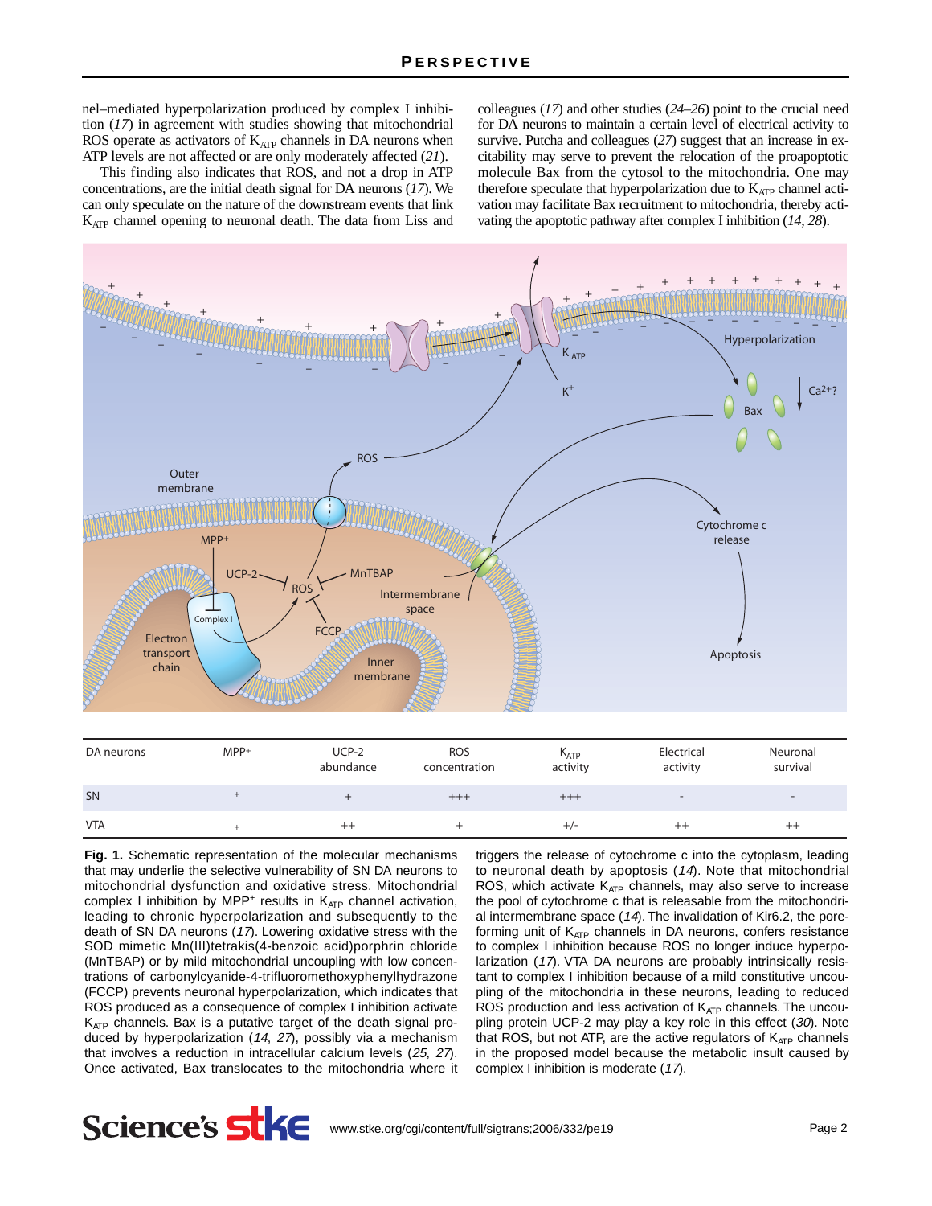nel–mediated hyperpolarization produced by complex I inhibition ([17]) in agreement with studies showing that mitochondrial ROS operate as activators of $K_{ATP}$ channels in DA neurons when ATP levels are not affected or are only moderately affected ([21]).

This finding also indicates that ROS, and not a drop in ATP concentrations, are the initial death signal for DA neurons ([17]). We can only speculate on the nature of the downstream events that link $K_{ATP}$ channel opening to neuronal death. The data from Liss and colleagues ([17]) and other studies ([24–26]) point to the crucial need for DA neurons to maintain a certain level of electrical activity to survive. Putcha and colleagues ([27]) suggest that an increase in excitability may serve to prevent the relocation of the proapoptotic molecule Bax from the cytosol to the mitochondria. One may therefore speculate that hyperpolarization due to $K_{ATP}$ channel activation may facilitate Bax recruitment to mitochondria, thereby activating the apoptotic pathway after complex I inhibition ([14, 28]).

| DA neurons | MPP+ | UCP-2 abundance | ROS concentration | $K_{ATP}$ activity | Electrical activity | Neuronal survival |
|---|---|---|---|---|---|---|
| SN | + | + | +++ | +++ | - | - |
| VTA | + | ++ | + | +/- | ++ | ++ |

**Fig. 1.** Schematic representation of the molecular mechanisms that may underlie the selective vulnerability of SN DA neurons to mitochondrial dysfunction and oxidative stress. Mitochondrial complex I inhibition by $MPP^+$ results in $K_{ATP}$ channel activation, leading to chronic hyperpolarization and subsequently to the death of SN DA neurons ([17]). Lowering oxidative stress with the SOD mimetic Mn(III)tetrakis(4-benzoic acid)porphrin chloride (MnTBAP) or by mild mitochondrial uncoupling with low concentrations of carbonylcyanide-4-trifluoromethoxyphenylhydrazone (FCCP) prevents neuronal hyperpolarization, which indicates that ROS produced as a consequence of complex I inhibition activate $K_{ATP}$ channels. Bax is a putative target of the death signal produced by hyperpolarization ([14, 27]), possibly via a mechanism that involves a reduction in intracellular calcium levels ([25, 27]). Once activated, Bax translocates to the mitochondria where it triggers the release of cytochrome c into the cytoplasm, leading to neuronal death by apoptosis ([14]). Note that mitochondrial ROS, which activate $K_{ATP}$ channels, may also serve to increase the pool of cytochrome c that is releasable from the mitochondrial intermembrane space ([14]). The invalidation of Kir6.2, the pore-forming unit of $K_{ATP}$ channels in DA neurons, confers resistance to complex I inhibition because ROS no longer induce hyperpolarization ([17]). VTA DA neurons are probably intrinsically resistant to complex I inhibition because of a mild constitutive uncoupling of the mitochondria in these neurons, leading to reduced ROS production and less activation of $K_{ATP}$ channels. The uncoupling protein UCP-2 may play a key role in this effect ([30]). Note that ROS, but not ATP, are the active regulators of $K_{ATP}$ channels in the proposed model because the metabolic insult caused by complex I inhibition is moderate ([17]).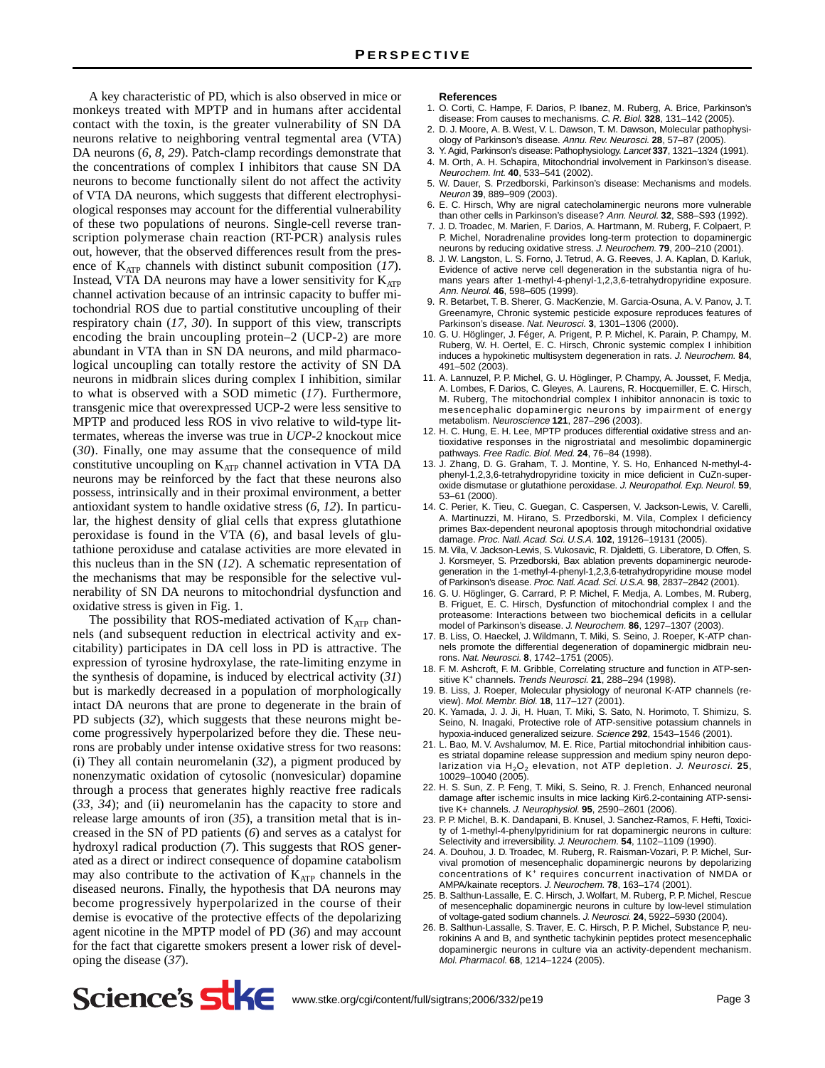A key characteristic of PD, which is also observed in mice or monkeys treated with MPTP and in humans after accidental contact with the toxin, is the greater vulnerability of SN DA neurons relative to neighboring ventral tegmental area (VTA) DA neurons (*6*, *8*, *29*). Patch-clamp recordings demonstrate that the concentrations of complex I inhibitors that cause SN DA neurons to become functionally silent do not affect the activity of VTA DA neurons, which suggests that different electrophysiological responses may account for the differential vulnerability of these two populations of neurons. Single-cell reverse transcription polymerase chain reaction (RT-PCR) analysis rules out, however, that the observed differences result from the presence of $K_{ATP}$ channels with distinct subunit composition (*17*). Instead, VTA DA neurons may have a lower sensitivity for $K_{ATP}$ channel activation because of an intrinsic capacity to buffer mitochondrial ROS due to partial constitutive uncoupling of their respiratory chain (*17*, *30*). In support of this view, transcripts encoding the brain uncoupling protein–2 (UCP-2) are more abundant in VTA than in SN DA neurons, and mild pharmacological uncoupling can totally restore the activity of SN DA neurons in midbrain slices during complex I inhibition, similar to what is observed with a SOD mimetic (*17*). Furthermore, transgenic mice that overexpressed UCP-2 were less sensitive to MPTP and produced less ROS in vivo relative to wild-type littermates, whereas the inverse was true in *UCP-2* knockout mice (*30*). Finally, one may assume that the consequence of mild constitutive uncoupling on $K_{ATP}$ channel activation in VTA DA neurons may be reinforced by the fact that these neurons also possess, intrinsically and in their proximal environment, a better antioxidant system to handle oxidative stress (*6*, *12*). In particular, the highest density of glial cells that express glutathione peroxidase is found in the VTA (*6*), and basal levels of glutathione peroxiduse and catalase activities are more elevated in this nucleus than in the SN (*12*). A schematic representation of the mechanisms that may be responsible for the selective vulnerability of SN DA neurons to mitochondrial dysfunction and oxidative stress is given in Fig. 1.

The possibility that ROS-mediated activation of $K_{ATP}$ channels (and subsequent reduction in electrical activity and excitability) participates in DA cell loss in PD is attractive. The expression of tyrosine hydroxylase, the rate-limiting enzyme in the synthesis of dopamine, is induced by electrical activity (*31*) but is markedly decreased in a population of morphologically intact DA neurons that are prone to degenerate in the brain of PD subjects (*32*), which suggests that these neurons might become progressively hyperpolarized before they die. These neurons are probably under intense oxidative stress for two reasons: (i) They all contain neuromelanin (*32*), a pigment produced by nonenzymatic oxidation of cytosolic (nonvesicular) dopamine through a process that generates highly reactive free radicals (*33*, *34*); and (ii) neuromelanin has the capacity to store and release large amounts of iron (*35*), a transition metal that is increased in the SN of PD patients (*6*) and serves as a catalyst for hydroxyl radical production (*7*). This suggests that ROS generated as a direct or indirect consequence of dopamine catabolism may also contribute to the activation of $K_{ATP}$ channels in the diseased neurons. Finally, the hypothesis that DA neurons may become progressively hyperpolarized in the course of their demise is evocative of the protective effects of the depolarizing agent nicotine in the MPTP model of PD (*36*) and may account for the fact that cigarette smokers present a lower risk of developing the disease (*37*).

**References**

1. O. Corti, C. Hampe, F. Darios, P. Ibanez, M. Ruberg, A. Brice, Parkinson's disease: From causes to mechanisms. *C. R. Biol.* **328**, 131–142 (2005).
2. D. J. Moore, A. B. West, V. L. Dawson, T. M. Dawson, Molecular pathophysiology of Parkinson's disease. *Annu. Rev. Neurosci.* **28**, 57–87 (2005).
3. Y. Agid, Parkinson's disease: Pathophysiology. *Lancet* **337**, 1321–1324 (1991).
4. M. Orth, A. H. Schapira, Mitochondrial involvement in Parkinson's disease. *Neurochem. Int.* **40**, 533–541 (2002).
5. W. Dauer, S. Przedborski, Parkinson's disease: Mechanisms and models. *Neuron* **39**, 889–909 (2003).
6. E. C. Hirsch, Why are nigral catecholaminergic neurons more vulnerable than other cells in Parkinson's disease? *Ann. Neurol.* **32**, S88–S93 (1992).
7. J. D. Troadec, M. Marien, F. Darios, A. Hartmann, M. Ruberg, F. Colpaert, P. P. Michel, Noradrenaline provides long-term protection to dopaminergic neurons by reducing oxidative stress. *J. Neurochem.* **79**, 200–210 (2001).
8. J. W. Langston, L. S. Forno, J. Tetrud, A. G. Reeves, J. A. Kaplan, D. Karluk, Evidence of active nerve cell degeneration in the substantia nigra of humans years after 1-methyl-4-phenyl-1,2,3,6-tetrahydropyridine exposure. *Ann. Neurol.* **46**, 598–605 (1999).
9. R. Betarbet, T. B. Sherer, G. MacKenzie, M. Garcia-Osuna, A. V. Panov, J. T. Greenamyre, Chronic systemic pesticide exposure reproduces features of Parkinson's disease. *Nat. Neurosci.* **3**, 1301–1306 (2000).
10. G. U. Höglinger, J. Féger, A. Prigent, P. P. Michel, K. Parain, P. Champy, M. Ruberg, W. H. Oertel, E. C. Hirsch, Chronic systemic complex I inhibition induces a hypokinetic multisystem degeneration in rats. *J. Neurochem.* **84**, 491–502 (2003).
11. A. Lannuzel, P. P. Michel, G. U. Höglinger, P. Champy, A. Jousset, F. Medja, A. Lombes, F. Darios, C. Gleyes, A. Laurens, R. Hocquemiller, E. C. Hirsch, M. Ruberg, The mitochondrial complex I inhibitor annonacin is toxic to mesencephalic dopaminergic neurons by impairment of energy metabolism. *Neuroscience* **121**, 287–296 (2003).
12. H. C. Hung, E. H. Lee, MPTP produces differential oxidative stress and antioxidative responses in the nigrostriatal and mesolimbic dopaminergic pathways. *Free Radic. Biol. Med.* **24**, 76–84 (1998).
13. J. Zhang, D. G. Graham, T. J. Montine, Y. S. Ho, Enhanced N-methyl-4-phenyl-1,2,3,6-tetrahydropyridine toxicity in mice deficient in CuZn-superoxide dismutase or glutathione peroxidase. *J. Neuropathol. Exp. Neurol.* **59**, 53–61 (2000).
14. C. Perier, K. Tieu, C. Guegan, C. Caspersen, V. Jackson-Lewis, V. Carelli, A. Martinuzzi, M. Hirano, S. Przedborski, M. Vila, Complex I deficiency primes Bax-dependent neuronal apoptosis through mitochondrial oxidative damage. *Proc. Natl. Acad. Sci. U.S.A.* **102**, 19126–19131 (2005).
15. M. Vila, V. Jackson-Lewis, S. Vukosavic, R. Djaldetti, G. Liberatore, D. Offen, S. J. Korsmeyer, S. Przedborski, Bax ablation prevents dopaminergic neurodegeneration in the 1-methyl-4-phenyl-1,2,3,6-tetrahydropyridine mouse model of Parkinson's disease. *Proc. Natl. Acad. Sci. U.S.A.* **98**, 2837–2842 (2001).
16. G. U. Höglinger, G. Carrard, P. P. Michel, F. Medja, A. Lombes, M. Ruberg, B. Friguet, E. C. Hirsch, Dysfunction of mitochondrial complex I and the proteasome: Interactions between two biochemical deficits in a cellular model of Parkinson's disease. *J. Neurochem.* **86**, 1297–1307 (2003).
17. B. Liss, O. Haeckel, J. Wildmann, T. Miki, S. Seino, J. Roeper, K-ATP channels promote the differential degeneration of dopaminergic midbrain neurons. *Nat. Neurosci.* **8**, 1742–1751 (2005).
18. F. M. Ashcroft, F. M. Gribble, Correlating structure and function in ATP-sensitive $K^+$ channels. *Trends Neurosci.* **21**, 288–294 (1998).
19. B. Liss, J. Roeper, Molecular physiology of neuronal K-ATP channels (review). *Mol. Membr. Biol.* **18**, 117–127 (2001).
20. K. Yamada, J. J. Ji, H. Huan, T. Miki, S. Sato, N. Horimoto, T. Shimizu, S. Seino, N. Inagaki, Protective role of ATP-sensitive potassium channels in hypoxia-induced generalized seizure. *Science* **292**, 1543–1546 (2001).
21. L. Bao, M. V. Avshalumov, M. E. Rice, Partial mitochondrial inhibition causes striatal dopamine release suppression and medium spiny neuron depolarization via $H_2O_2$ elevation, not ATP depletion. *J. Neurosci.* **25**, 10029–10040 (2005).
22. H. S. Sun, Z. P. Feng, T. Miki, S. Seino, R. J. French, Enhanced neuronal damage after ischemic insults in mice lacking Kir6.2-containing ATP-sensitive K+ channels. *J. Neurophysiol.* **95**, 2590–2601 (2006).
23. P. P. Michel, B. K. Dandapani, B. Knusel, J. Sanchez-Ramos, F. Hefti, Toxicity of 1-methyl-4-phenylpyridinium for rat dopaminergic neurons in culture: Selectivity and irreversibility. *J. Neurochem.* **54**, 1102–1109 (1990).
24. A. Douhou, J. D. Troadec, M. Ruberg, R. Raisman-Vozari, P. P. Michel, Survival promotion of mesencephalic dopaminergic neurons by depolarizing concentrations of $K^+$ requires concurrent inactivation of NMDA or AMPA/kainate receptors. *J. Neurochem.* **78**, 163–174 (2001).
25. B. Salthun-Lassalle, E. C. Hirsch, J. Wolfart, M. Ruberg, P. P. Michel, Rescue of mesencephalic dopaminergic neurons in culture by low-level stimulation of voltage-gated sodium channels. *J. Neurosci.* **24**, 5922–5930 (2004).
26. B. Salthun-Lassalle, S. Traver, E. C. Hirsch, P. P. Michel, Substance P, neurokinins A and B, and synthetic tachykinin peptides protect mesencephalic dopaminergic neurons in culture via an activity-dependent mechanism. *Mol. Pharmacol.* **68**, 1214–1224 (2005).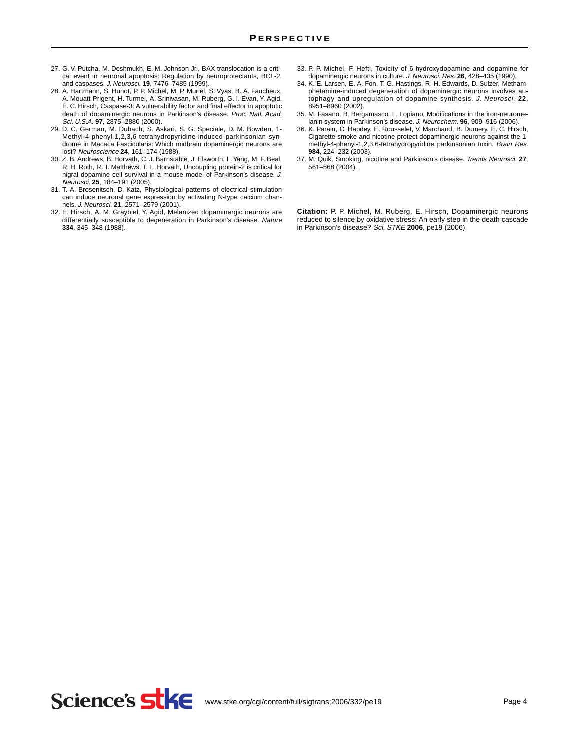27. G. V. Putcha, M. Deshmukh, E. M. Johnson Jr., BAX translocation is a critical event in neuronal apoptosis: Regulation by neuroprotectants, BCL-2, and caspases. *J. Neurosci.* **19**, 7476–7485 (1999).
28. A. Hartmann, S. Hunot, P. P. Michel, M. P. Muriel, S. Vyas, B. A. Faucheux, A. Mouatt-Prigent, H. Turmel, A. Srinivasan, M. Ruberg, G. I. Evan, Y. Agid, E. C. Hirsch, Caspase-3: A vulnerability factor and final effector in apoptotic death of dopaminergic neurons in Parkinson's disease. *Proc. Natl. Acad. Sci. U.S.A.* **97**, 2875–2880 (2000).
29. D. C. German, M. Dubach, S. Askari, S. G. Speciale, D. M. Bowden, 1-Methyl-4-phenyl-1,2,3,6-tetrahydropyridine-induced parkinsonian syndrome in Macaca Fascicularis: Which midbrain dopaminergic neurons are lost? *Neuroscience* **24**, 161–174 (1988).
30. Z. B. Andrews, B. Horvath, C. J. Barnstable, J. Elsworth, L. Yang, M. F. Beal, R. H. Roth, R. T. Matthews, T. L. Horvath, Uncoupling protein-2 is critical for nigral dopamine cell survival in a mouse model of Parkinson's disease. *J. Neurosci.* **25**, 184–191 (2005).
31. T. A. Brosenitsch, D. Katz, Physiological patterns of electrical stimulation can induce neuronal gene expression by activating N-type calcium channels. *J. Neurosci.* **21**, 2571–2579 (2001).
32. E. Hirsch, A. M. Graybiel, Y. Agid, Melanized dopaminergic neurons are differentially susceptible to degeneration in Parkinson's disease. *Nature* **334**, 345–348 (1988).
33. P. P. Michel, F. Hefti, Toxicity of 6-hydroxydopamine and dopamine for dopaminergic neurons in culture. *J. Neurosci. Res.* **26**, 428–435 (1990).
34. K. E. Larsen, E. A. Fon, T. G. Hastings, R. H. Edwards, D. Sulzer, Methamphetamine-induced degeneration of dopaminergic neurons involves autophagy and upregulation of dopamine synthesis. *J. Neurosci.* **22**, 8951–8960 (2002).
35. M. Fasano, B. Bergamasco, L. Lopiano, Modifications in the iron-neuromelanin system in Parkinson's disease. *J. Neurochem.* **96**, 909–916 (2006).
36. K. Parain, C. Hapdey, E. Rousselet, V. Marchand, B. Dumery, E. C. Hirsch, Cigarette smoke and nicotine protect dopaminergic neurons against the 1-methyl-4-phenyl-1,2,3,6-tetrahydropyridine parkinsonian toxin. *Brain Res.* **984**, 224–232 (2003).
37. M. Quik, Smoking, nicotine and Parkinson's disease. *Trends Neurosci.* **27**, 561–568 (2004).

**Citation:** P. P. Michel, M. Ruberg, E. Hirsch, Dopaminergic neurons reduced to silence by oxidative stress: An early step in the death cascade in Parkinson's disease? *Sci. STKE* **2006**, pe19 (2006).